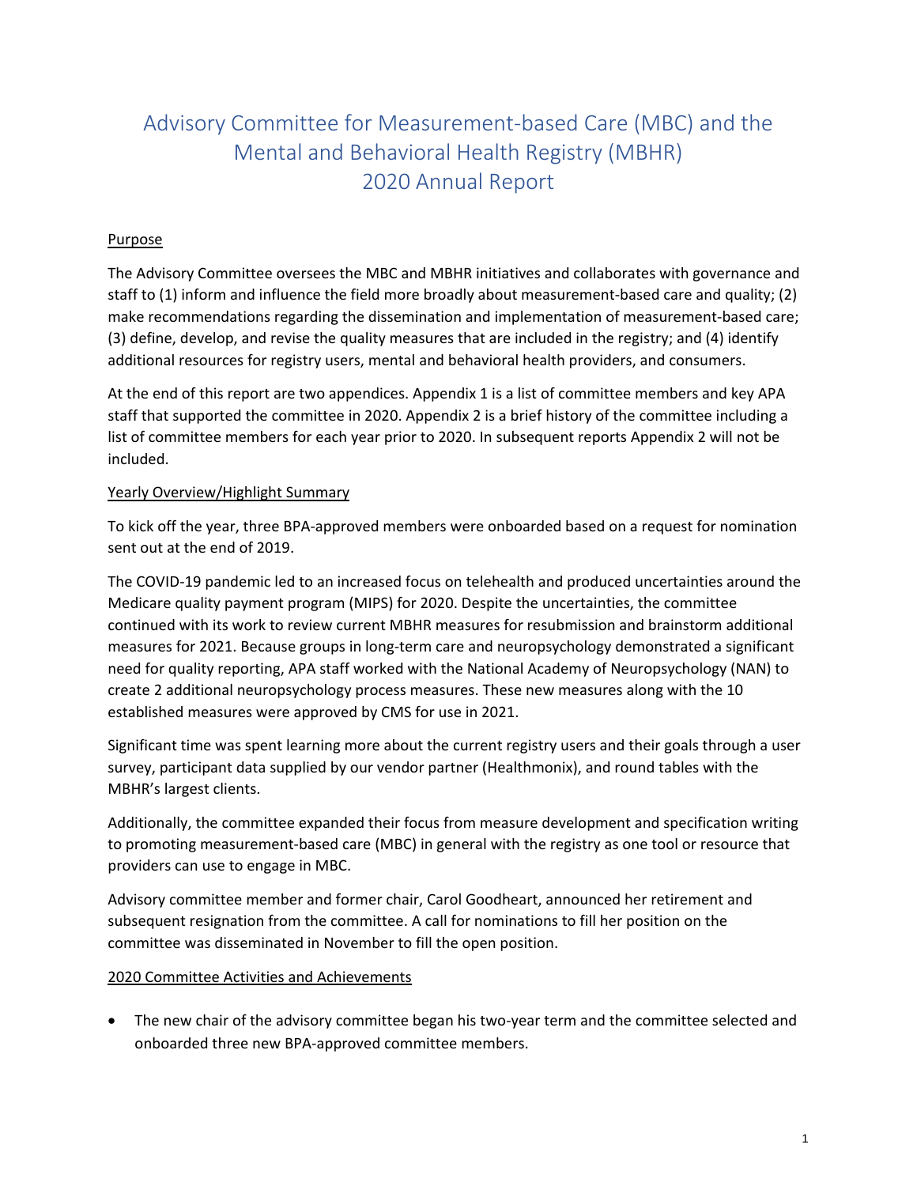# Advisory Committee for Measurement-based Care (MBC) and the Mental and Behavioral Health Registry (MBHR) 2020 Annual Report

## Purpose

The Advisory Committee oversees the MBC and MBHR initiatives and collaborates with governance and staff to (1) inform and influence the field more broadly about measurement-based care and quality; (2) make recommendations regarding the dissemination and implementation of measurement-based care; (3) define, develop, and revise the quality measures that are included in the registry; and (4) identify additional resources for registry users, mental and behavioral health providers, and consumers.

At the end of this report are two appendices. Appendix 1 is a list of committee members and key APA staff that supported the committee in 2020. Appendix 2 is a brief history of the committee including a list of committee members for each year prior to 2020. In subsequent reports Appendix 2 will not be included.

## Yearly Overview/Highlight Summary

To kick off the year, three BPA-approved members were onboarded based on a request for nomination sent out at the end of 2019.

The COVID-19 pandemic led to an increased focus on telehealth and produced uncertainties around the Medicare quality payment program (MIPS) for 2020. Despite the uncertainties, the committee continued with its work to review current MBHR measures for resubmission and brainstorm additional measures for 2021. Because groups in long-term care and neuropsychology demonstrated a significant need for quality reporting, APA staff worked with the National Academy of Neuropsychology (NAN) to create 2 additional neuropsychology process measures. These new measures along with the 10 established measures were approved by CMS for use in 2021.

Significant time was spent learning more about the current registry users and their goals through a user survey, participant data supplied by our vendor partner (Healthmonix), and round tables with the MBHR's largest clients.

Additionally, the committee expanded their focus from measure development and specification writing to promoting measurement-based care (MBC) in general with the registry as one tool or resource that providers can use to engage in MBC.

Advisory committee member and former chair, Carol Goodheart, announced her retirement and subsequent resignation from the committee. A call for nominations to fill her position on the committee was disseminated in November to fill the open position.

## 2020 Committee Activities and Achievements

- The new chair of the advisory committee began his two-year term and the committee selected and onboarded three new BPA-approved committee members.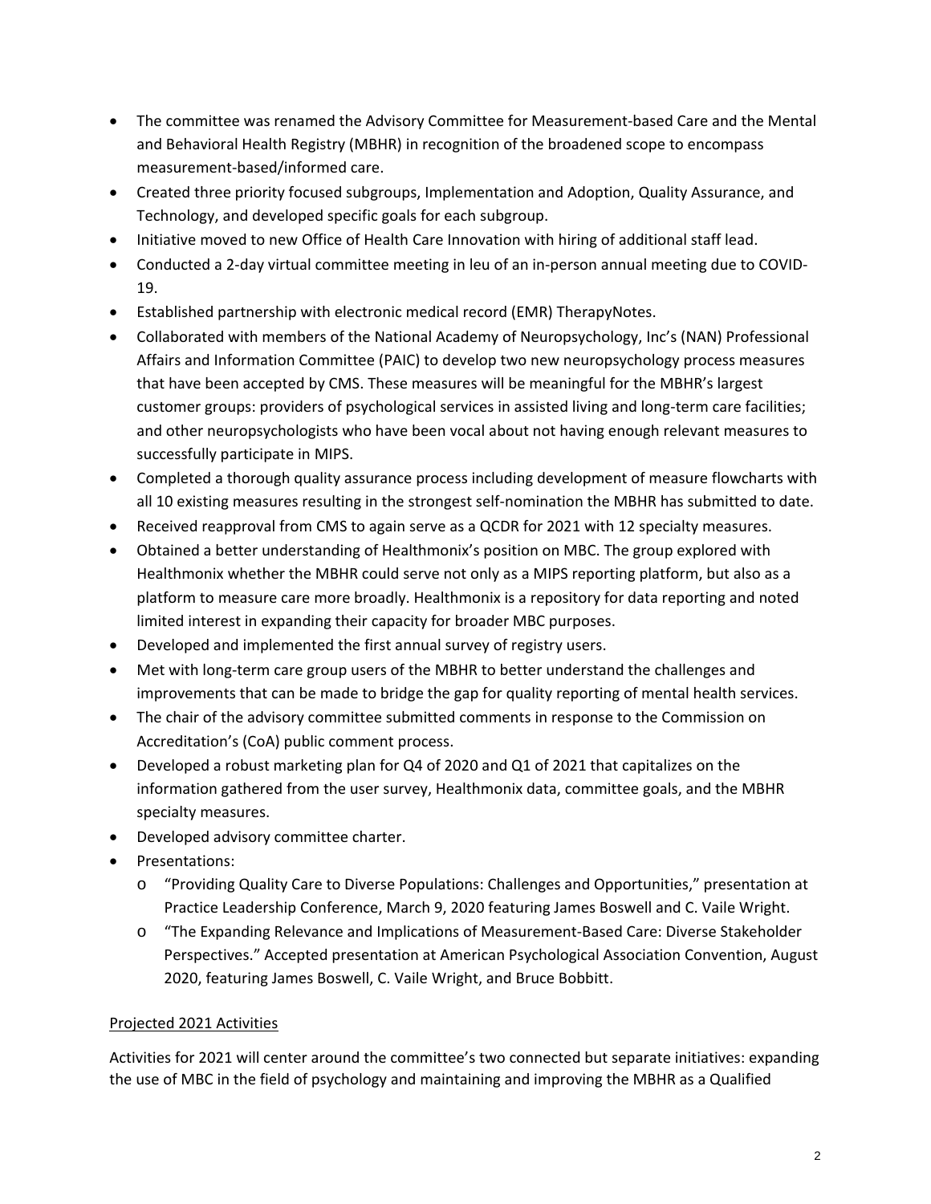- The committee was renamed the Advisory Committee for Measurement-based Care and the Mental and Behavioral Health Registry (MBHR) in recognition of the broadened scope to encompass measurement-based/informed care.
- Created three priority focused subgroups, Implementation and Adoption, Quality Assurance, and Technology, and developed specific goals for each subgroup.
- Initiative moved to new Office of Health Care Innovation with hiring of additional staff lead.
- Conducted a 2-day virtual committee meeting in leu of an in-person annual meeting due to COVID-19.
- Established partnership with electronic medical record (EMR) TherapyNotes.
- Collaborated with members of the National Academy of Neuropsychology, Inc's (NAN) Professional Affairs and Information Committee (PAIC) to develop two new neuropsychology process measures that have been accepted by CMS. These measures will be meaningful for the MBHR's largest customer groups: providers of psychological services in assisted living and long-term care facilities; and other neuropsychologists who have been vocal about not having enough relevant measures to successfully participate in MIPS.
- Completed a thorough quality assurance process including development of measure flowcharts with all 10 existing measures resulting in the strongest self-nomination the MBHR has submitted to date.
- Received reapproval from CMS to again serve as a QCDR for 2021 with 12 specialty measures.
- Obtained a better understanding of Healthmonix's position on MBC. The group explored with Healthmonix whether the MBHR could serve not only as a MIPS reporting platform, but also as a platform to measure care more broadly. Healthmonix is a repository for data reporting and noted limited interest in expanding their capacity for broader MBC purposes.
- Developed and implemented the first annual survey of registry users.
- Met with long-term care group users of the MBHR to better understand the challenges and improvements that can be made to bridge the gap for quality reporting of mental health services.
- The chair of the advisory committee submitted comments in response to the Commission on Accreditation's (CoA) public comment process.
- Developed a robust marketing plan for Q4 of 2020 and Q1 of 2021 that capitalizes on the information gathered from the user survey, Healthmonix data, committee goals, and the MBHR specialty measures.
- Developed advisory committee charter.
- Presentations:
  - "Providing Quality Care to Diverse Populations: Challenges and Opportunities," presentation at Practice Leadership Conference, March 9, 2020 featuring James Boswell and C. Vaile Wright.
  - "The Expanding Relevance and Implications of Measurement-Based Care: Diverse Stakeholder Perspectives." Accepted presentation at American Psychological Association Convention, August 2020, featuring James Boswell, C. Vaile Wright, and Bruce Bobbitt.

<u>Projected 2021 Activities</u>

Activities for 2021 will center around the committee's two connected but separate initiatives: expanding the use of MBC in the field of psychology and maintaining and improving the MBHR as a Qualified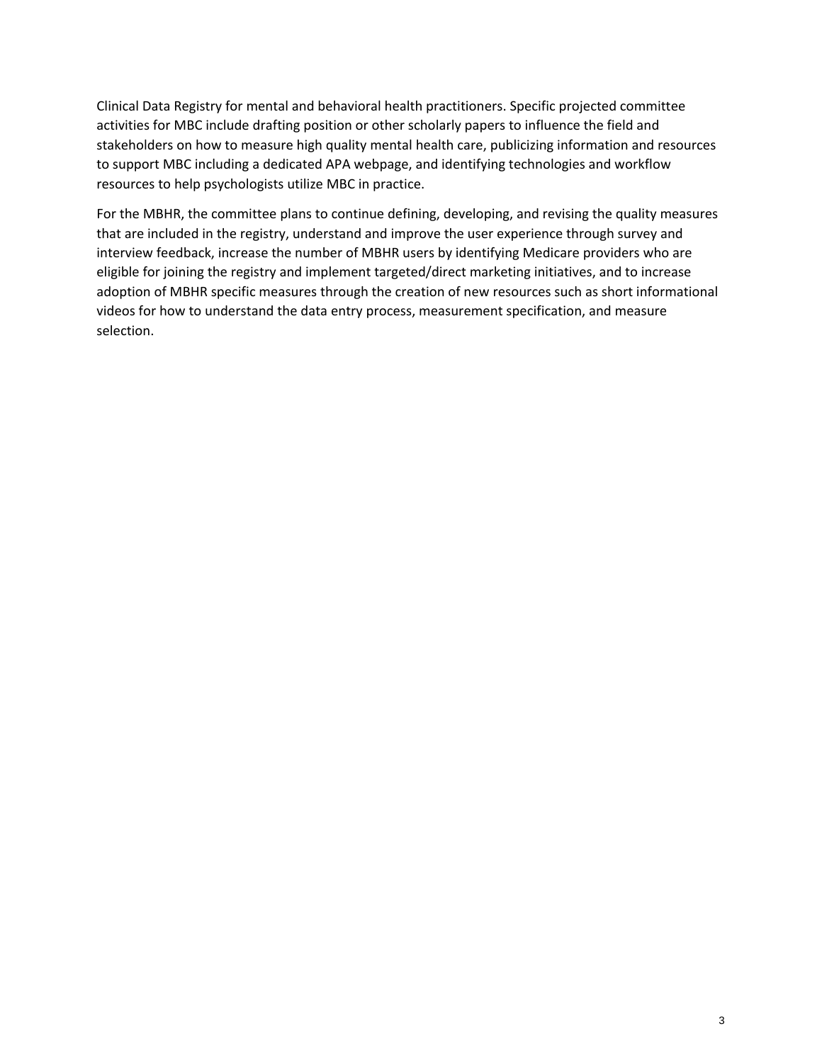Clinical Data Registry for mental and behavioral health practitioners. Specific projected committee activities for MBC include drafting position or other scholarly papers to influence the field and stakeholders on how to measure high quality mental health care, publicizing information and resources to support MBC including a dedicated APA webpage, and identifying technologies and workflow resources to help psychologists utilize MBC in practice.

For the MBHR, the committee plans to continue defining, developing, and revising the quality measures that are included in the registry, understand and improve the user experience through survey and interview feedback, increase the number of MBHR users by identifying Medicare providers who are eligible for joining the registry and implement targeted/direct marketing initiatives, and to increase adoption of MBHR specific measures through the creation of new resources such as short informational videos for how to understand the data entry process, measurement specification, and measure selection.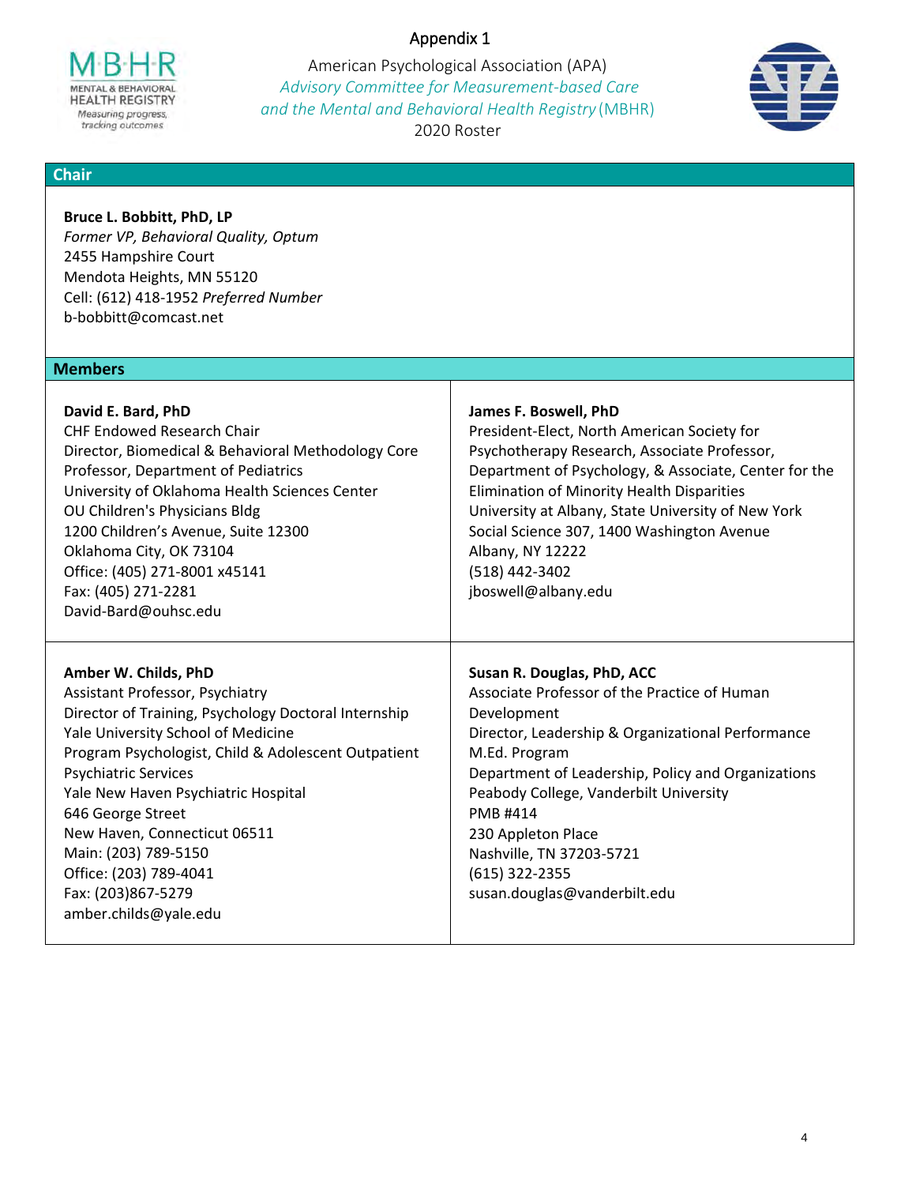# Appendix 1

American Psychological Association (APA)
*Advisory Committee for Measurement-based Care and the Mental and Behavioral Health Registry* (MBHR)
2020 Roster

## Chair

**Bruce L. Bobbitt, PhD, LP**
*Former VP, Behavioral Quality, Optum*
2455 Hampshire Court
Mendota Heights, MN 55120
Cell: (612) 418-1952 *Preferred Number*
b-bobbitt@comcast.net

## Members

**David E. Bard, PhD**
CHF Endowed Research Chair
Director, Biomedical & Behavioral Methodology Core
Professor, Department of Pediatrics
University of Oklahoma Health Sciences Center
OU Children's Physicians Bldg
1200 Children's Avenue, Suite 12300
Oklahoma City, OK 73104
Office: (405) 271-8001 x45141
Fax: (405) 271-2281
David-Bard@ouhsc.edu

**James F. Boswell, PhD**
President-Elect, North American Society for Psychotherapy Research, Associate Professor, Department of Psychology, & Associate, Center for the Elimination of Minority Health Disparities
University at Albany, State University of New York
Social Science 307, 1400 Washington Avenue
Albany, NY 12222
(518) 442-3402
jboswell@albany.edu

**Amber W. Childs, PhD**
Assistant Professor, Psychiatry
Director of Training, Psychology Doctoral Internship
Yale University School of Medicine
Program Psychologist, Child & Adolescent Outpatient Psychiatric Services
Yale New Haven Psychiatric Hospital
646 George Street
New Haven, Connecticut 06511
Main: (203) 789-5150
Office: (203) 789-4041
Fax: (203)867-5279
amber.childs@yale.edu

**Susan R. Douglas, PhD, ACC**
Associate Professor of the Practice of Human Development
Director, Leadership & Organizational Performance M.Ed. Program
Department of Leadership, Policy and Organizations
Peabody College, Vanderbilt University
PMB #414
230 Appleton Place
Nashville, TN 37203-5721
(615) 322-2355
susan.douglas@vanderbilt.edu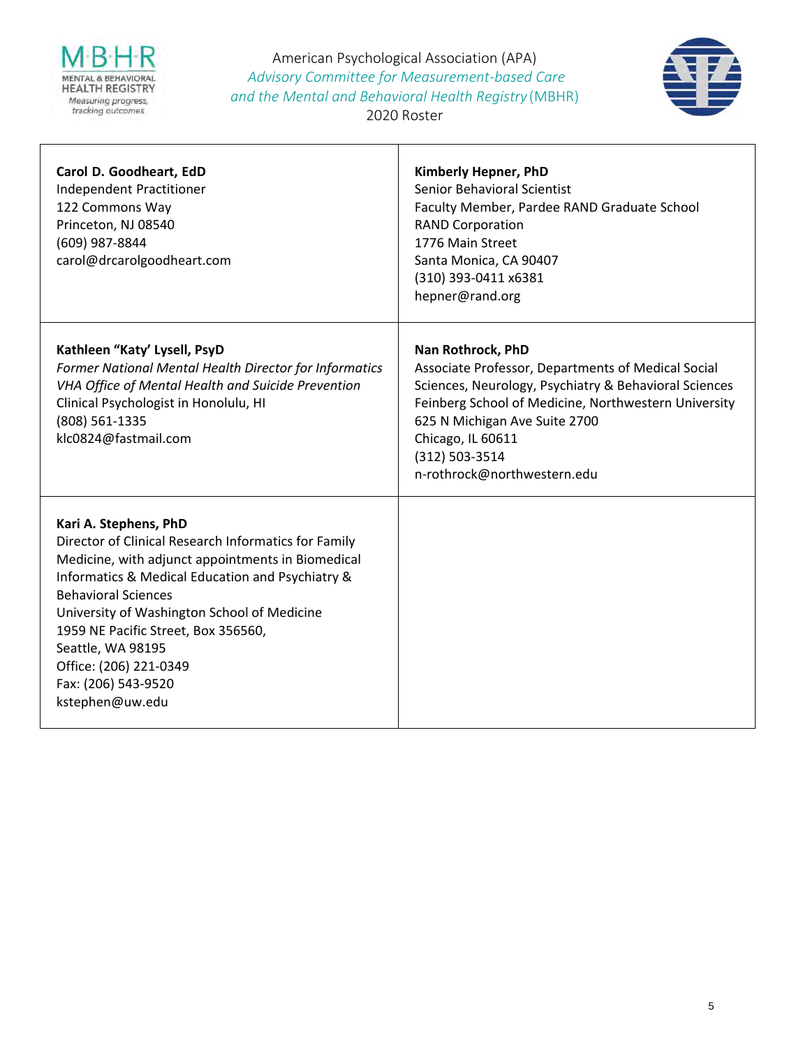American Psychological Association (APA)
*Advisory Committee for Measurement-based Care and the Mental and Behavioral Health Registry* (MBHR)
2020 Roster

| | |
|---|---|
| **Carol D. Goodheart, EdD**<br>Independent Practitioner<br>122 Commons Way<br>Princeton, NJ 08540<br>(609) 987-8844<br>carol@drcarolgoodheart.com | **Kimberly Hepner, PhD**<br>Senior Behavioral Scientist<br>Faculty Member, Pardee RAND Graduate School<br>RAND Corporation<br>1776 Main Street<br>Santa Monica, CA 90407<br>(310) 393-0411 x6381<br>hepner@rand.org |
| **Kathleen "Katy' Lysell, PsyD**<br>*Former National Mental Health Director for Informatics*<br>*VHA Office of Mental Health and Suicide Prevention*<br>Clinical Psychologist in Honolulu, HI<br>(808) 561-1335<br>klc0824@fastmail.com | **Nan Rothrock, PhD**<br>Associate Professor, Departments of Medical Social Sciences, Neurology, Psychiatry & Behavioral Sciences<br>Feinberg School of Medicine, Northwestern University<br>625 N Michigan Ave Suite 2700<br>Chicago, IL 60611<br>(312) 503-3514<br>n-rothrock@northwestern.edu |
| **Kari A. Stephens, PhD**<br>Director of Clinical Research Informatics for Family Medicine, with adjunct appointments in Biomedical Informatics & Medical Education and Psychiatry & Behavioral Sciences<br>University of Washington School of Medicine<br>1959 NE Pacific Street, Box 356560,<br>Seattle, WA 98195<br>Office: (206) 221-0349<br>Fax: (206) 543-9520<br>kstephen@uw.edu | |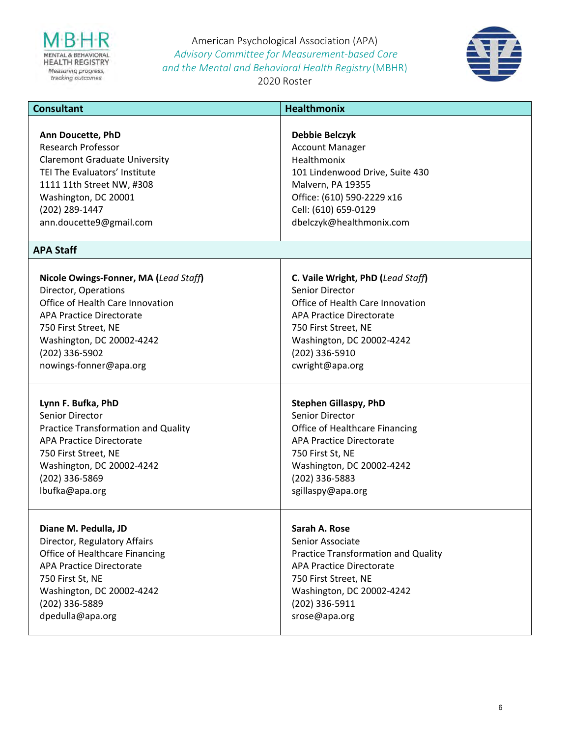American Psychological Association (APA)
*Advisory Committee for Measurement-based Care and the Mental and Behavioral Health Registry* (MBHR)
2020 Roster

| Consultant | Healthmonix |
|---|---|
| **Ann Doucette, PhD**<br>Research Professor<br>Claremont Graduate University<br>TEI The Evaluators' Institute<br>1111 11th Street NW, #308<br>Washington, DC 20001<br>(202) 289-1447<br>ann.doucette9@gmail.com | **Debbie Belczyk**<br>Account Manager<br>Healthmonix<br>101 Lindenwood Drive, Suite 430<br>Malvern, PA 19355<br>Office: (610) 590-2229 x16<br>Cell: (610) 659-0129<br>dbelczyk@healthmonix.com |
| **APA Staff** | |
| **Nicole Owings-Fonner, MA (*Lead Staff*)**<br>Director, Operations<br>Office of Health Care Innovation<br>APA Practice Directorate<br>750 First Street, NE<br>Washington, DC 20002-4242<br>(202) 336-5902<br>nowings-fonner@apa.org | **C. Vaile Wright, PhD (*Lead Staff*)**<br>Senior Director<br>Office of Health Care Innovation<br>APA Practice Directorate<br>750 First Street, NE<br>Washington, DC 20002-4242<br>(202) 336-5910<br>cwright@apa.org |
| **Lynn F. Bufka, PhD**<br>Senior Director<br>Practice Transformation and Quality<br>APA Practice Directorate<br>750 First Street, NE<br>Washington, DC 20002-4242<br>(202) 336-5869<br>lbufka@apa.org | **Stephen Gillaspy, PhD**<br>Senior Director<br>Office of Healthcare Financing<br>APA Practice Directorate<br>750 First St, NE<br>Washington, DC 20002-4242<br>(202) 336-5883<br>sgillaspy@apa.org |
| **Diane M. Pedulla, JD**<br>Director, Regulatory Affairs<br>Office of Healthcare Financing<br>APA Practice Directorate<br>750 First St, NE<br>Washington, DC 20002-4242<br>(202) 336-5889<br>dpedulla@apa.org | **Sarah A. Rose**<br>Senior Associate<br>Practice Transformation and Quality<br>APA Practice Directorate<br>750 First Street, NE<br>Washington, DC 20002-4242<br>(202) 336-5911<br>srose@apa.org |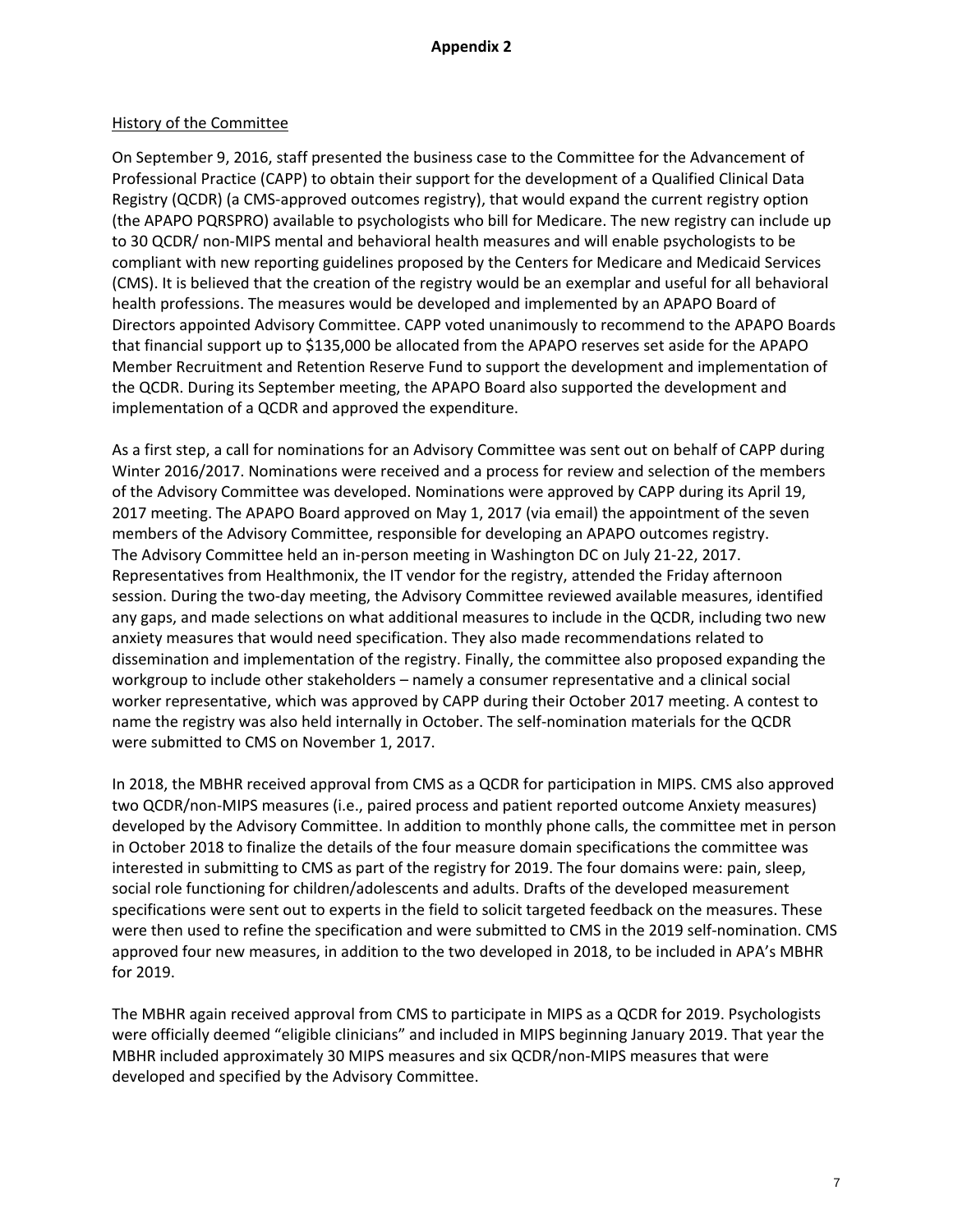## Appendix 2

History of the Committee

On September 9, 2016, staff presented the business case to the Committee for the Advancement of Professional Practice (CAPP) to obtain their support for the development of a Qualified Clinical Data Registry (QCDR) (a CMS-approved outcomes registry), that would expand the current registry option (the APAPO PQRSPRO) available to psychologists who bill for Medicare. The new registry can include up to 30 QCDR/ non-MIPS mental and behavioral health measures and will enable psychologists to be compliant with new reporting guidelines proposed by the Centers for Medicare and Medicaid Services (CMS). It is believed that the creation of the registry would be an exemplar and useful for all behavioral health professions. The measures would be developed and implemented by an APAPO Board of Directors appointed Advisory Committee. CAPP voted unanimously to recommend to the APAPO Boards that financial support up to $135,000 be allocated from the APAPO reserves set aside for the APAPO Member Recruitment and Retention Reserve Fund to support the development and implementation of the QCDR. During its September meeting, the APAPO Board also supported the development and implementation of a QCDR and approved the expenditure.

As a first step, a call for nominations for an Advisory Committee was sent out on behalf of CAPP during Winter 2016/2017. Nominations were received and a process for review and selection of the members of the Advisory Committee was developed. Nominations were approved by CAPP during its April 19, 2017 meeting. The APAPO Board approved on May 1, 2017 (via email) the appointment of the seven members of the Advisory Committee, responsible for developing an APAPO outcomes registry. The Advisory Committee held an in-person meeting in Washington DC on July 21-22, 2017. Representatives from Healthmonix, the IT vendor for the registry, attended the Friday afternoon session. During the two-day meeting, the Advisory Committee reviewed available measures, identified any gaps, and made selections on what additional measures to include in the QCDR, including two new anxiety measures that would need specification. They also made recommendations related to dissemination and implementation of the registry. Finally, the committee also proposed expanding the workgroup to include other stakeholders – namely a consumer representative and a clinical social worker representative, which was approved by CAPP during their October 2017 meeting. A contest to name the registry was also held internally in October. The self-nomination materials for the QCDR were submitted to CMS on November 1, 2017.

In 2018, the MBHR received approval from CMS as a QCDR for participation in MIPS. CMS also approved two QCDR/non-MIPS measures (i.e., paired process and patient reported outcome Anxiety measures) developed by the Advisory Committee. In addition to monthly phone calls, the committee met in person in October 2018 to finalize the details of the four measure domain specifications the committee was interested in submitting to CMS as part of the registry for 2019. The four domains were: pain, sleep, social role functioning for children/adolescents and adults. Drafts of the developed measurement specifications were sent out to experts in the field to solicit targeted feedback on the measures. These were then used to refine the specification and were submitted to CMS in the 2019 self-nomination. CMS approved four new measures, in addition to the two developed in 2018, to be included in APA's MBHR for 2019.

The MBHR again received approval from CMS to participate in MIPS as a QCDR for 2019. Psychologists were officially deemed "eligible clinicians" and included in MIPS beginning January 2019. That year the MBHR included approximately 30 MIPS measures and six QCDR/non-MIPS measures that were developed and specified by the Advisory Committee.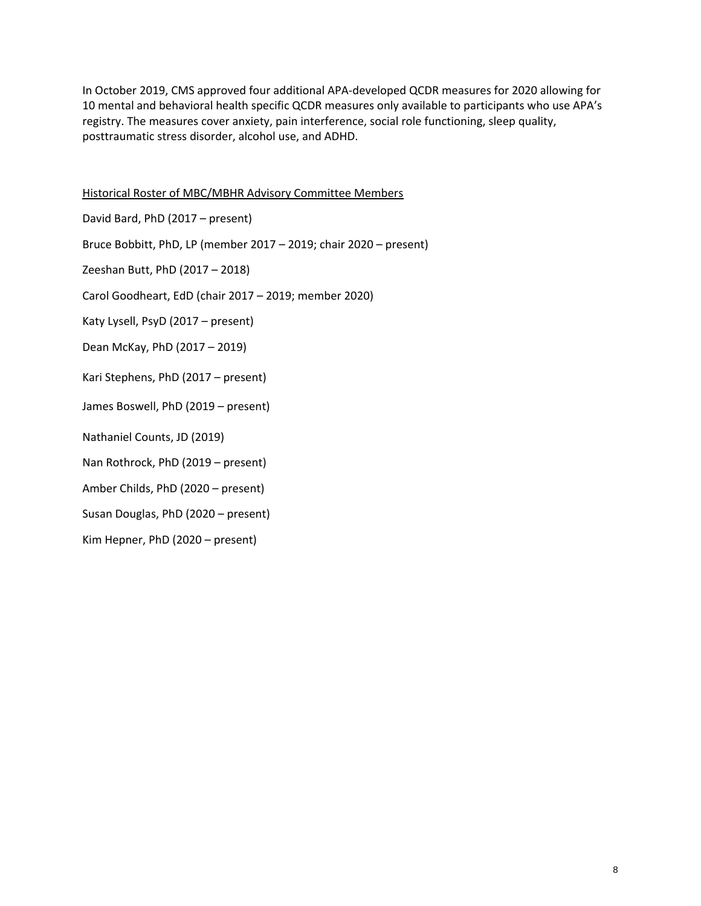In October 2019, CMS approved four additional APA-developed QCDR measures for 2020 allowing for 10 mental and behavioral health specific QCDR measures only available to participants who use APA's registry. The measures cover anxiety, pain interference, social role functioning, sleep quality, posttraumatic stress disorder, alcohol use, and ADHD.

<u>Historical Roster of MBC/MBHR Advisory Committee Members</u>

David Bard, PhD (2017 – present)

Bruce Bobbitt, PhD, LP (member 2017 – 2019; chair 2020 – present)

Zeeshan Butt, PhD (2017 – 2018)

Carol Goodheart, EdD (chair 2017 – 2019; member 2020)

Katy Lysell, PsyD (2017 – present)

Dean McKay, PhD (2017 – 2019)

Kari Stephens, PhD (2017 – present)

James Boswell, PhD (2019 – present)

Nathaniel Counts, JD (2019)

Nan Rothrock, PhD (2019 – present)

Amber Childs, PhD (2020 – present)

Susan Douglas, PhD (2020 – present)

Kim Hepner, PhD (2020 – present)